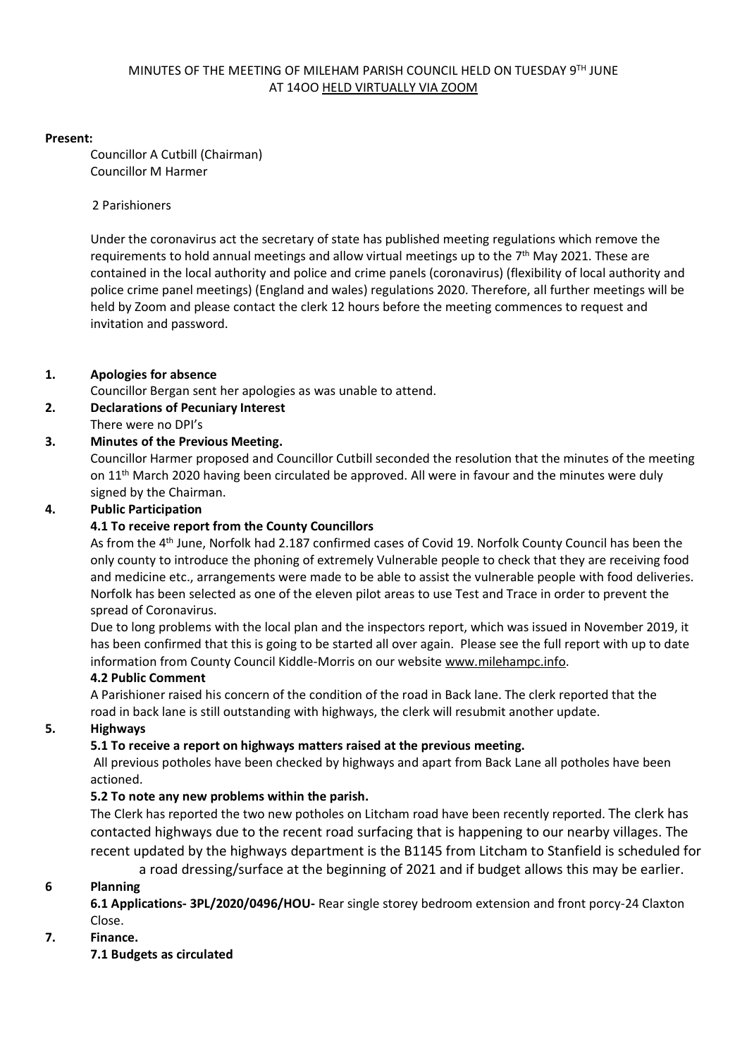MINUTES OF THE MEETING OF MILEHAM PARISH COUNCIL HELD ON TUESDAY 9TH JUNE AT 14OO HELD VIRTUALLY VIA ZOOM

**Present:**

Councillor A Cutbill (Chairman)
Councillor M Harmer

2 Parishioners

Under the coronavirus act the secretary of state has published meeting regulations which remove the requirements to hold annual meetings and allow virtual meetings up to the 7th May 2021. These are contained in the local authority and police and crime panels (coronavirus) (flexibility of local authority and police crime panel meetings) (England and wales) regulations 2020. Therefore, all further meetings will be held by Zoom and please contact the clerk 12 hours before the meeting commences to request and invitation and password.

**1. Apologies for absence**

Councillor Bergan sent her apologies as was unable to attend.

**2. Declarations of Pecuniary Interest**

There were no DPI's

**3. Minutes of the Previous Meeting.**

Councillor Harmer proposed and Councillor Cutbill seconded the resolution that the minutes of the meeting on 11th March 2020 having been circulated be approved. All were in favour and the minutes were duly signed by the Chairman.

**4. Public Participation**

**4.1 To receive report from the County Councillors**

As from the 4th June, Norfolk had 2.187 confirmed cases of Covid 19. Norfolk County Council has been the only county to introduce the phoning of extremely Vulnerable people to check that they are receiving food and medicine etc., arrangements were made to be able to assist the vulnerable people with food deliveries. Norfolk has been selected as one of the eleven pilot areas to use Test and Trace in order to prevent the spread of Coronavirus.

Due to long problems with the local plan and the inspectors report, which was issued in November 2019, it has been confirmed that this is going to be started all over again. Please see the full report with up to date information from County Council Kiddle-Morris on our website www.milehampc.info.

**4.2 Public Comment**

A Parishioner raised his concern of the condition of the road in Back lane. The clerk reported that the road in back lane is still outstanding with highways, the clerk will resubmit another update.

**5. Highways**

**5.1 To receive a report on highways matters raised at the previous meeting.**

All previous potholes have been checked by highways and apart from Back Lane all potholes have been actioned.

**5.2 To note any new problems within the parish.**

The Clerk has reported the two new potholes on Litcham road have been recently reported. The clerk has contacted highways due to the recent road surfacing that is happening to our nearby villages. The recent updated by the highways department is the B1145 from Litcham to Stanfield is scheduled for a road dressing/surface at the beginning of 2021 and if budget allows this may be earlier.

**6 Planning**

**6.1 Applications- 3PL/2020/0496/HOU-** Rear single storey bedroom extension and front porcy-24 Claxton Close.

**7. Finance.**

**7.1 Budgets as circulated**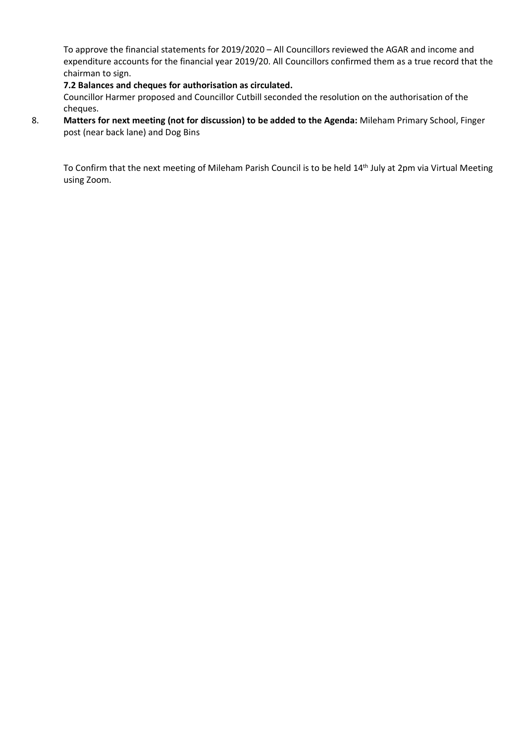To approve the financial statements for 2019/2020 – All Councillors reviewed the AGAR and income and expenditure accounts for the financial year 2019/20. All Councillors confirmed them as a true record that the chairman to sign.

**7.2 Balances and cheques for authorisation as circulated.**

Councillor Harmer proposed and Councillor Cutbill seconded the resolution on the authorisation of the cheques.

8. **Matters for next meeting (not for discussion) to be added to the Agenda:** Mileham Primary School, Finger post (near back lane) and Dog Bins

To Confirm that the next meeting of Mileham Parish Council is to be held 14th July at 2pm via Virtual Meeting using Zoom.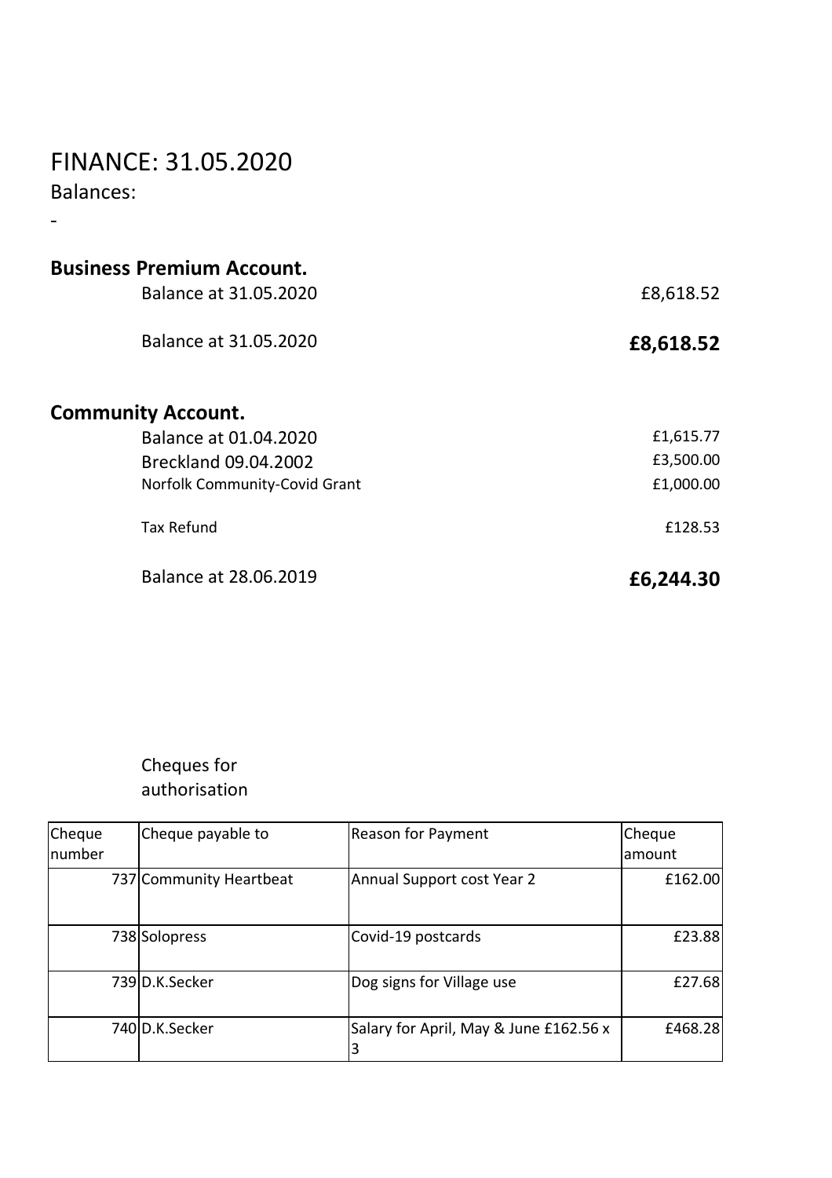# FINANCE: 31.05.2020

Balances:

-

**Business Premium Account.**

| | |
|---|---:|
| Balance at 31.05.2020 | £8,618.52 |
| Balance at 31.05.2020 | **£8,618.52** |

**Community Account.**

| | |
|---|---:|
| Balance at 01.04.2020 | £1,615.77 |
| Breckland 09.04.2002 | £3,500.00 |
| Norfolk Community-Covid Grant | £1,000.00 |
| Tax Refund | £128.53 |
| Balance at 28.06.2019 | **£6,244.30** |

Cheques for authorisation

| Cheque number | Cheque payable to | Reason for Payment | Cheque amount |
|---:|---|---|---:|
| 737 | Community Heartbeat | Annual Support cost Year 2 | £162.00 |
| 738 | Solopress | Covid-19 postcards | £23.88 |
| 739 | D.K.Secker | Dog signs for Village use | £27.68 |
| 740 | D.K.Secker | Salary for April, May & June £162.56 x 3 | £468.28 |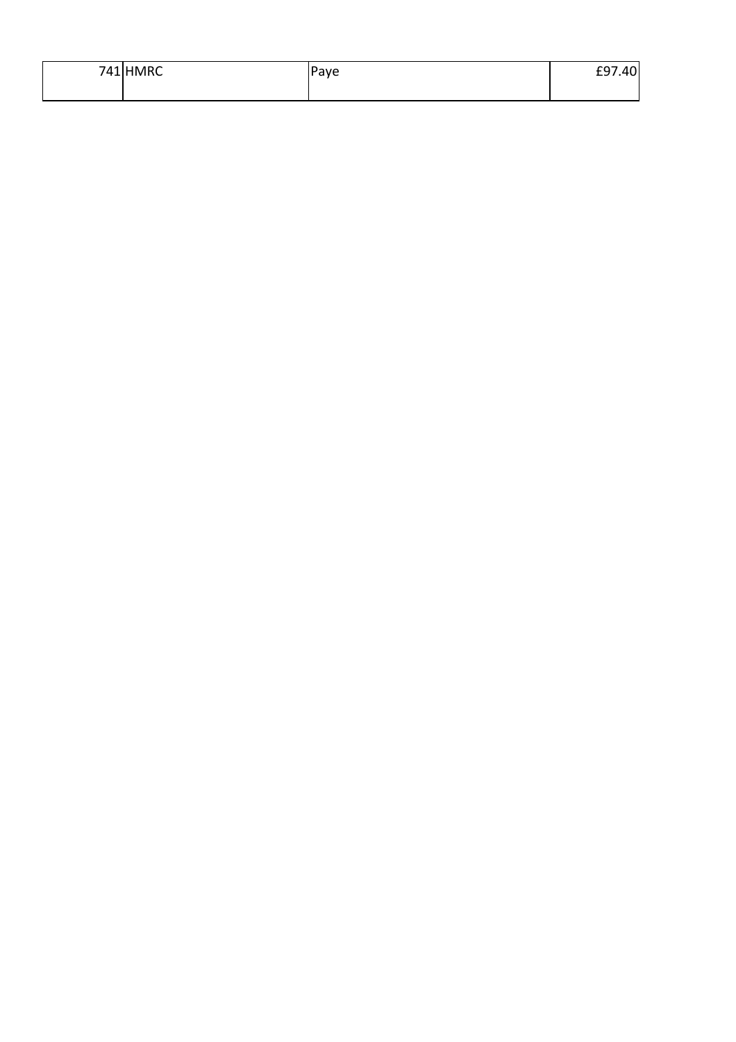| | | | |
|---|---|---|---|
| 741 | HMRC | Paye | £97.40 |